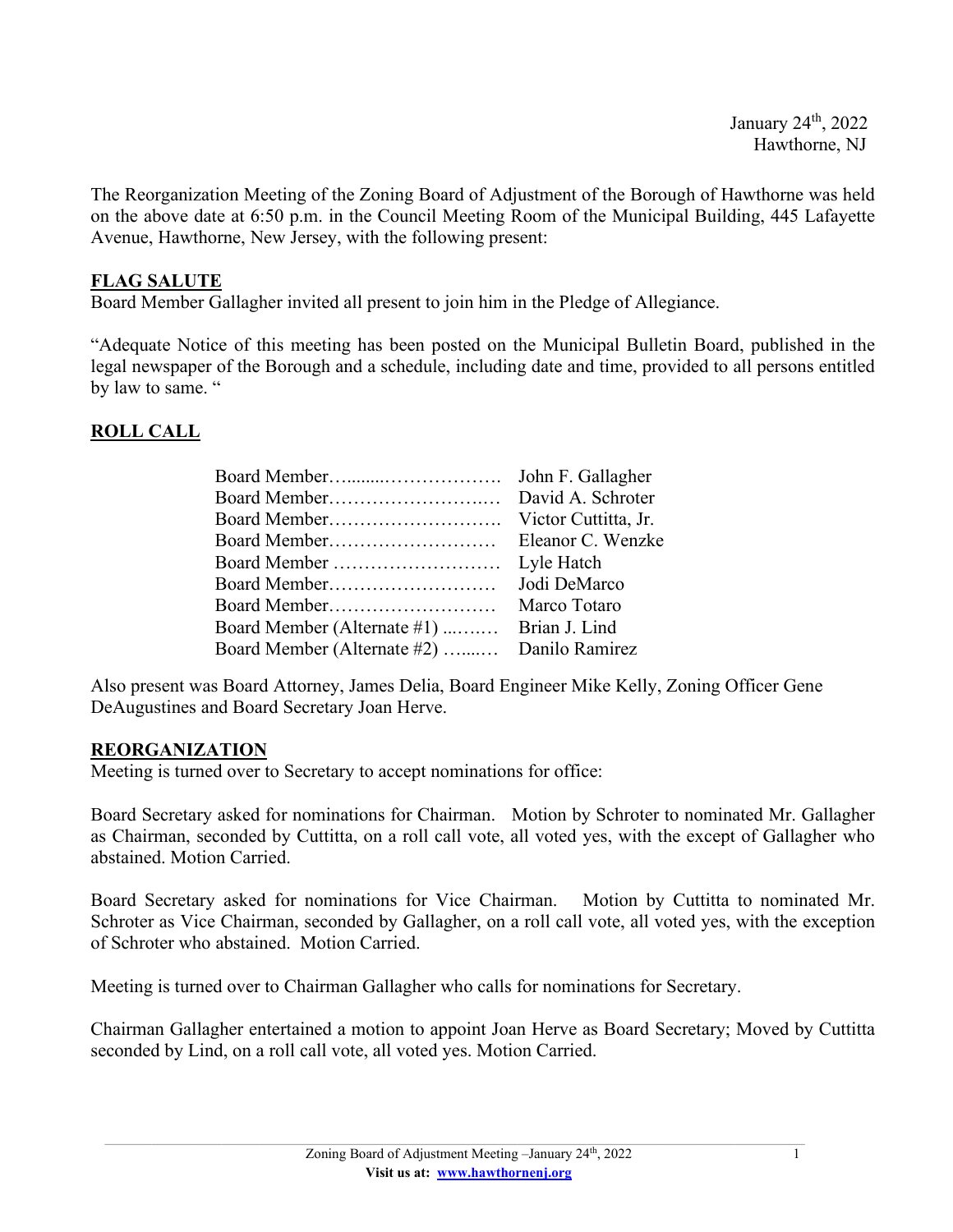January 24th, 2022
Hawthorne, NJ

The Reorganization Meeting of the Zoning Board of Adjustment of the Borough of Hawthorne was held on the above date at 6:50 p.m. in the Council Meeting Room of the Municipal Building, 445 Lafayette Avenue, Hawthorne, New Jersey, with the following present:

**FLAG SALUTE**

Board Member Gallagher invited all present to join him in the Pledge of Allegiance.

"Adequate Notice of this meeting has been posted on the Municipal Bulletin Board, published in the legal newspaper of the Borough and a schedule, including date and time, provided to all persons entitled by law to same. "

**ROLL CALL**

| | |
|---|---|
| Board Member…........……………… | John F. Gallagher |
| Board Member…………………….… | David A. Schroter |
| Board Member………………………. | Victor Cuttitta, Jr. |
| Board Member……………………… | Eleanor C. Wenzke |
| Board Member ……………………… | Lyle Hatch |
| Board Member……………………… | Jodi DeMarco |
| Board Member……………………… | Marco Totaro |
| Board Member (Alternate #1) ...….… | Brian J. Lind |
| Board Member (Alternate #2) …....… | Danilo Ramirez |

Also present was Board Attorney, James Delia, Board Engineer Mike Kelly, Zoning Officer Gene DeAugustines and Board Secretary Joan Herve.

**REORGANIZATION**

Meeting is turned over to Secretary to accept nominations for office:

Board Secretary asked for nominations for Chairman. Motion by Schroter to nominated Mr. Gallagher as Chairman, seconded by Cuttitta, on a roll call vote, all voted yes, with the except of Gallagher who abstained. Motion Carried.

Board Secretary asked for nominations for Vice Chairman. Motion by Cuttitta to nominated Mr. Schroter as Vice Chairman, seconded by Gallagher, on a roll call vote, all voted yes, with the exception of Schroter who abstained. Motion Carried.

Meeting is turned over to Chairman Gallagher who calls for nominations for Secretary.

Chairman Gallagher entertained a motion to appoint Joan Herve as Board Secretary; Moved by Cuttitta seconded by Lind, on a roll call vote, all voted yes. Motion Carried.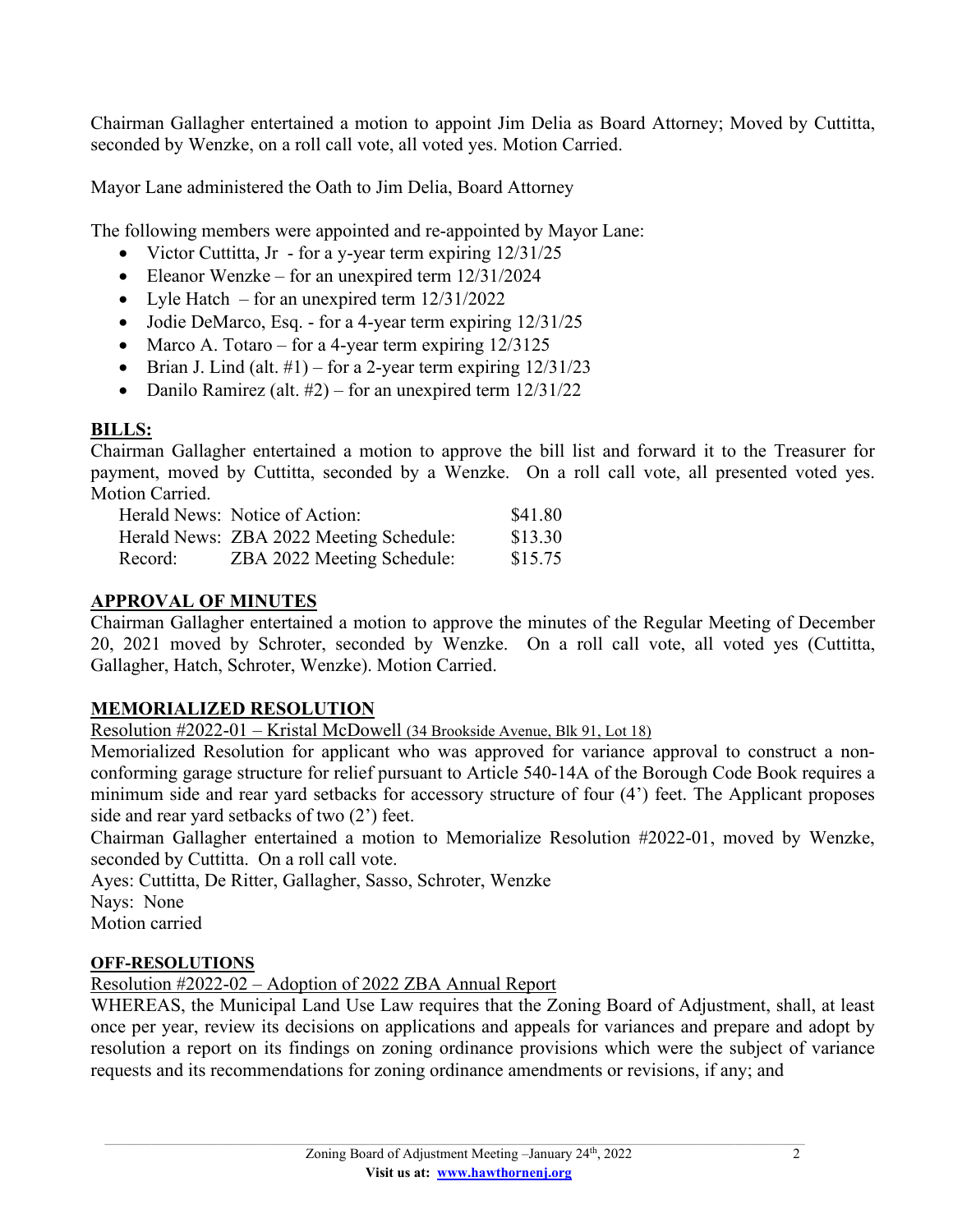Chairman Gallagher entertained a motion to appoint Jim Delia as Board Attorney; Moved by Cuttitta, seconded by Wenzke, on a roll call vote, all voted yes. Motion Carried.

Mayor Lane administered the Oath to Jim Delia, Board Attorney

The following members were appointed and re-appointed by Mayor Lane:

- Victor Cuttitta, Jr - for a y-year term expiring 12/31/25
- Eleanor Wenzke – for an unexpired term 12/31/2024
- Lyle Hatch – for an unexpired term 12/31/2022
- Jodie DeMarco, Esq. - for a 4-year term expiring 12/31/25
- Marco A. Totaro – for a 4-year term expiring 12/3125
- Brian J. Lind (alt. #1) – for a 2-year term expiring 12/31/23
- Danilo Ramirez (alt. #2) – for an unexpired term 12/31/22

**BILLS:**

Chairman Gallagher entertained a motion to approve the bill list and forward it to the Treasurer for payment, moved by Cuttitta, seconded by a Wenzke. On a roll call vote, all presented voted yes. Motion Carried.

| | | |
|---|---|---|
| Herald News: | Notice of Action: | $41.80 |
| Herald News: | ZBA 2022 Meeting Schedule: | $13.30 |
| Record: | ZBA 2022 Meeting Schedule: | $15.75 |

**APPROVAL OF MINUTES**

Chairman Gallagher entertained a motion to approve the minutes of the Regular Meeting of December 20, 2021 moved by Schroter, seconded by Wenzke. On a roll call vote, all voted yes (Cuttitta, Gallagher, Hatch, Schroter, Wenzke). Motion Carried.

**MEMORIALIZED RESOLUTION**

Resolution #2022-01 – Kristal McDowell (34 Brookside Avenue, Blk 91, Lot 18)

Memorialized Resolution for applicant who was approved for variance approval to construct a non-conforming garage structure for relief pursuant to Article 540-14A of the Borough Code Book requires a minimum side and rear yard setbacks for accessory structure of four (4') feet. The Applicant proposes side and rear yard setbacks of two (2') feet.

Chairman Gallagher entertained a motion to Memorialize Resolution #2022-01, moved by Wenzke, seconded by Cuttitta. On a roll call vote.

Ayes: Cuttitta, De Ritter, Gallagher, Sasso, Schroter, Wenzke

Nays: None

Motion carried

**OFF-RESOLUTIONS**

Resolution #2022-02 – Adoption of 2022 ZBA Annual Report

WHEREAS, the Municipal Land Use Law requires that the Zoning Board of Adjustment, shall, at least once per year, review its decisions on applications and appeals for variances and prepare and adopt by resolution a report on its findings on zoning ordinance provisions which were the subject of variance requests and its recommendations for zoning ordinance amendments or revisions, if any; and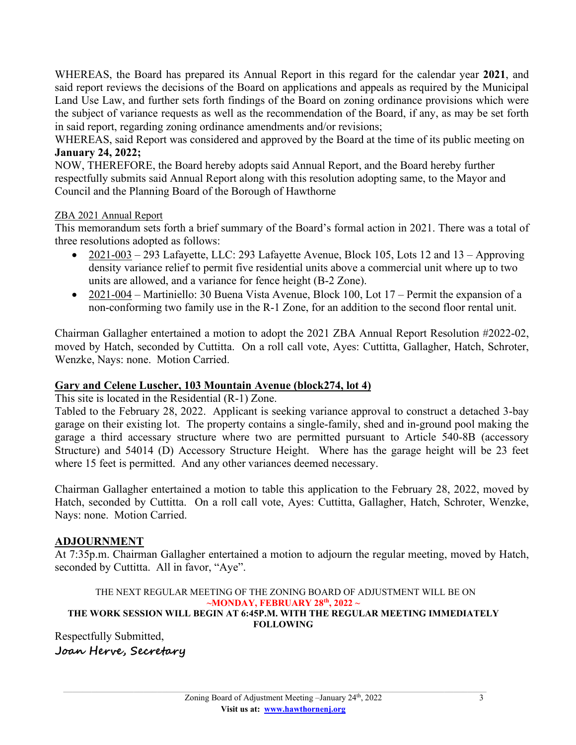WHEREAS, the Board has prepared its Annual Report in this regard for the calendar year **2021**, and said report reviews the decisions of the Board on applications and appeals as required by the Municipal Land Use Law, and further sets forth findings of the Board on zoning ordinance provisions which were the subject of variance requests as well as the recommendation of the Board, if any, as may be set forth in said report, regarding zoning ordinance amendments and/or revisions;

WHEREAS, said Report was considered and approved by the Board at the time of its public meeting on **January 24, 2022;**

NOW, THEREFORE, the Board hereby adopts said Annual Report, and the Board hereby further respectfully submits said Annual Report along with this resolution adopting same, to the Mayor and Council and the Planning Board of the Borough of Hawthorne

ZBA 2021 Annual Report

This memorandum sets forth a brief summary of the Board's formal action in 2021. There was a total of three resolutions adopted as follows:

- 2021-003 – 293 Lafayette, LLC: 293 Lafayette Avenue, Block 105, Lots 12 and 13 – Approving density variance relief to permit five residential units above a commercial unit where up to two units are allowed, and a variance for fence height (B-2 Zone).
- 2021-004 – Martiniello: 30 Buena Vista Avenue, Block 100, Lot 17 – Permit the expansion of a non-conforming two family use in the R-1 Zone, for an addition to the second floor rental unit.

Chairman Gallagher entertained a motion to adopt the 2021 ZBA Annual Report Resolution #2022-02, moved by Hatch, seconded by Cuttitta. On a roll call vote, Ayes: Cuttitta, Gallagher, Hatch, Schroter, Wenzke, Nays: none. Motion Carried.

## Gary and Celene Luscher, 103 Mountain Avenue (block274, lot 4)

This site is located in the Residential (R-1) Zone.

Tabled to the February 28, 2022. Applicant is seeking variance approval to construct a detached 3-bay garage on their existing lot. The property contains a single-family, shed and in-ground pool making the garage a third accessory structure where two are permitted pursuant to Article 540-8B (accessory Structure) and 54014 (D) Accessory Structure Height. Where has the garage height will be 23 feet where 15 feet is permitted. And any other variances deemed necessary.

Chairman Gallagher entertained a motion to table this application to the February 28, 2022, moved by Hatch, seconded by Cuttitta. On a roll call vote, Ayes: Cuttitta, Gallagher, Hatch, Schroter, Wenzke, Nays: none. Motion Carried.

## ADJOURNMENT

At 7:35p.m. Chairman Gallagher entertained a motion to adjourn the regular meeting, moved by Hatch, seconded by Cuttitta. All in favor, "Aye".

THE NEXT REGULAR MEETING OF THE ZONING BOARD OF ADJUSTMENT WILL BE ON

**~MONDAY, FEBRUARY 28th, 2022 ~**

**THE WORK SESSION WILL BEGIN AT 6:45P.M. WITH THE REGULAR MEETING IMMEDIATELY FOLLOWING**

Respectfully Submitted,

*Joan Herve, Secretary*